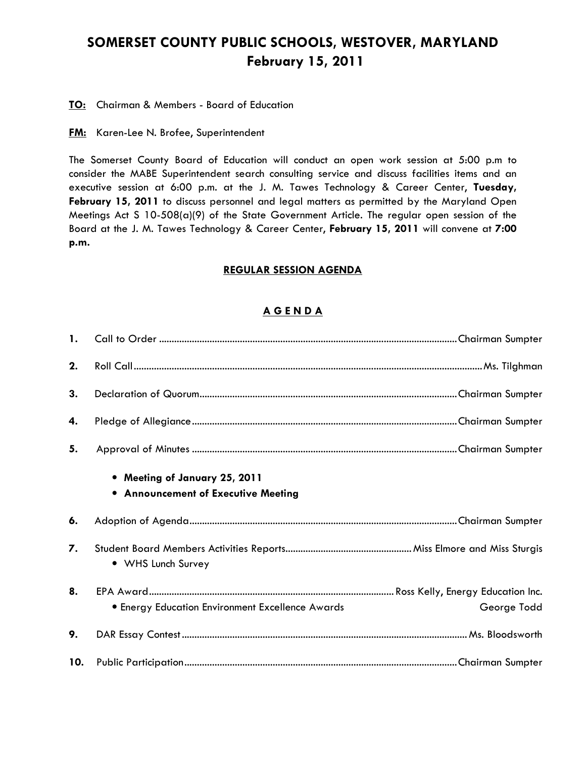# SOMERSET COUNTY PUBLIC SCHOOLS, WESTOVER, MARYLAND
## February 15, 2011

**TO:** Chairman & Members - Board of Education

**FM:** Karen-Lee N. Brofee, Superintendent

The Somerset County Board of Education will conduct an open work session at 5:00 p.m to consider the MABE Superintendent search consulting service and discuss facilities items and an executive session at 6:00 p.m. at the J. M. Tawes Technology & Career Center, **Tuesday, February 15, 2011** to discuss personnel and legal matters as permitted by the Maryland Open Meetings Act S 10-508(a)(9) of the State Government Article. The regular open session of the Board at the J. M. Tawes Technology & Career Center, **February 15, 2011** will convene at **7:00 p.m.**

### REGULAR SESSION AGENDA

### A G E N D A

1. Call to Order .................................... Chairman Sumpter

2. Roll Call .................................... Ms. Tilghman

3. Declaration of Quorum .................................... Chairman Sumpter

4. Pledge of Allegiance .................................... Chairman Sumpter

5. Approval of Minutes .................................... Chairman Sumpter
   - **Meeting of January 25, 2011**
   - **Announcement of Executive Meeting**

6. Adoption of Agenda .................................... Chairman Sumpter

7. Student Board Members Activities Reports .................................... Miss Elmore and Miss Sturgis
   - WHS Lunch Survey

8. EPA Award .................................... Ross Kelly, Energy Education Inc.
   - Energy Education Environment Excellence Awards — George Todd

9. DAR Essay Contest .................................... Ms. Bloodsworth

10. Public Participation .................................... Chairman Sumpter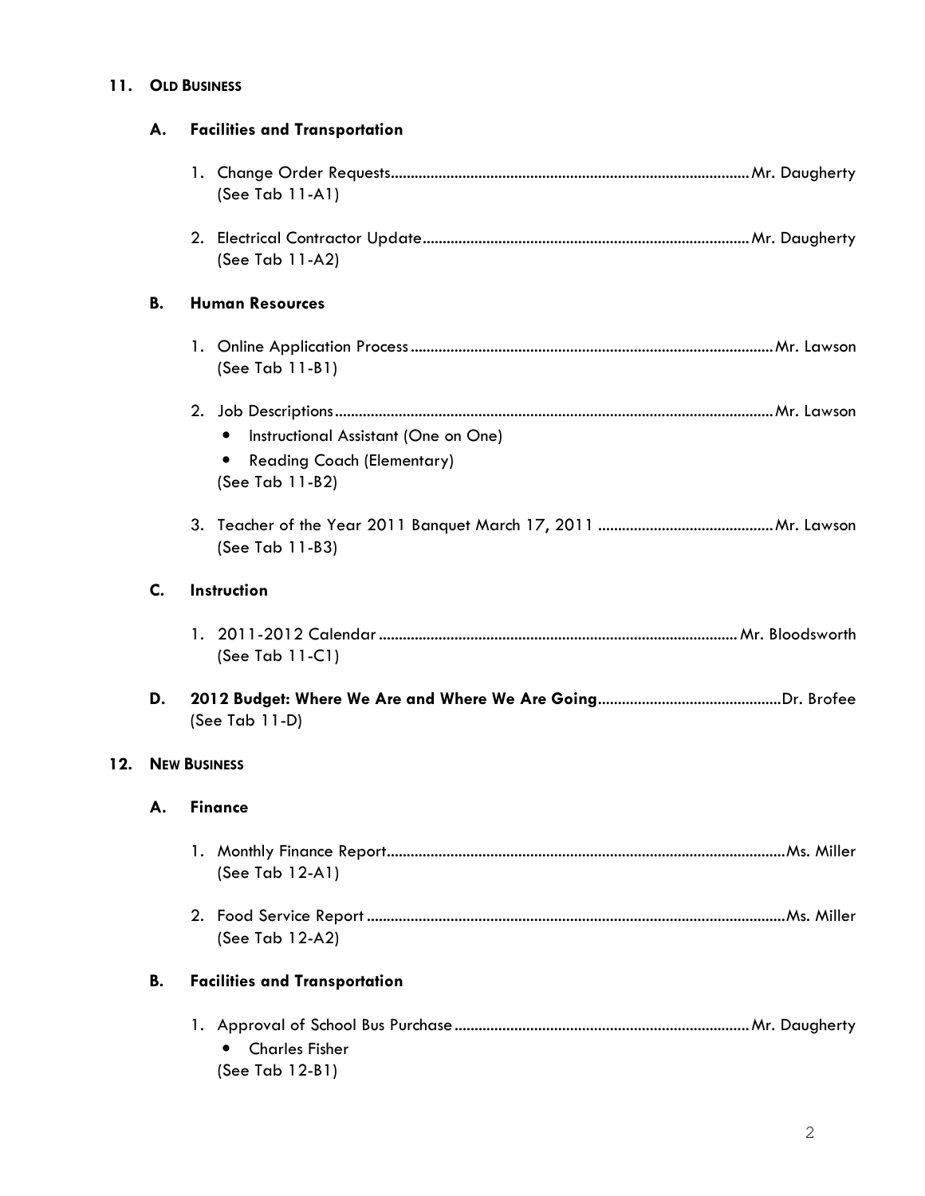## 11. OLD BUSINESS

### A. Facilities and Transportation

1. Change Order Requests........................................................................................Mr. Daugherty
   (See Tab 11-A1)

2. Electrical Contractor Update................................................................................Mr. Daugherty
   (See Tab 11-A2)

### B. Human Resources

1. Online Application Process........................................................................................Mr. Lawson
   (See Tab 11-B1)

2. Job Descriptions............................................................................................................Mr. Lawson
   - Instructional Assistant (One on One)
   - Reading Coach (Elementary)

   (See Tab 11-B2)

3. Teacher of the Year 2011 Banquet March 17, 2011 ...........................................Mr. Lawson
   (See Tab 11-B3)

### C. Instruction

1. 2011-2012 Calendar........................................................................................Mr. Bloodsworth
   (See Tab 11-C1)

### D. 2012 Budget: Where We Are and Where We Are Going.............................................Dr. Brofee

(See Tab 11-D)

## 12. NEW BUSINESS

### A. Finance

1. Monthly Finance Report..................................................................................................Ms. Miller
   (See Tab 12-A1)

2. Food Service Report.......................................................................................................Ms. Miller
   (See Tab 12-A2)

### B. Facilities and Transportation

1. Approval of School Bus Purchase.........................................................................Mr. Daugherty
   - Charles Fisher

   (See Tab 12-B1)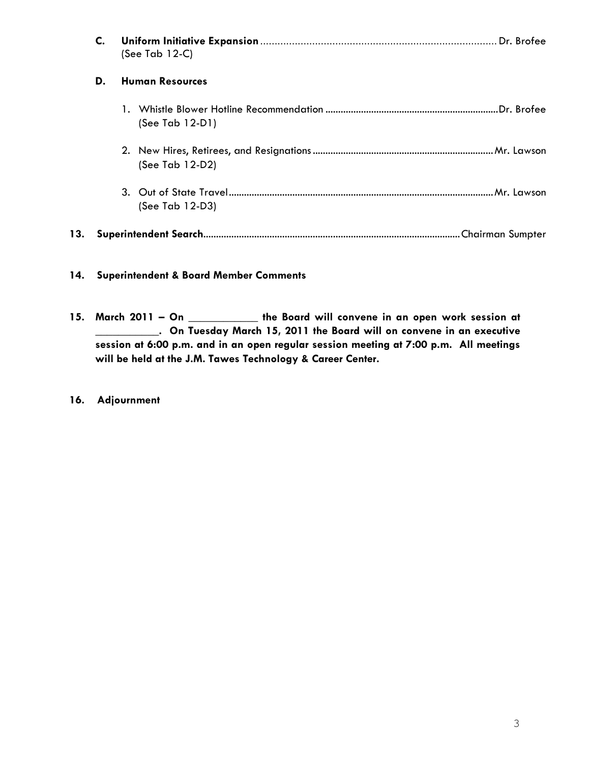C. **Uniform Initiative Expansion** .................................................................................. Dr. Brofee
(See Tab 12-C)

D. **Human Resources**

1. Whistle Blower Hotline Recommendation ................................................................... Dr. Brofee
   (See Tab 12-D1)

2. New Hires, Retirees, and Resignations ...................................................................... Mr. Lawson
   (See Tab 12-D2)

3. Out of State Travel ........................................................................................................ Mr. Lawson
   (See Tab 12-D3)

**13. Superintendent Search** ................................................................................................... Chairman Sumpter

**14. Superintendent & Board Member Comments**

**15. March 2011 – On ____________ the Board will convene in an open work session at ___________. On Tuesday March 15, 2011 the Board will on convene in an executive session at 6:00 p.m. and in an open regular session meeting at 7:00 p.m. All meetings will be held at the J.M. Tawes Technology & Career Center.**

**16. Adjournment**